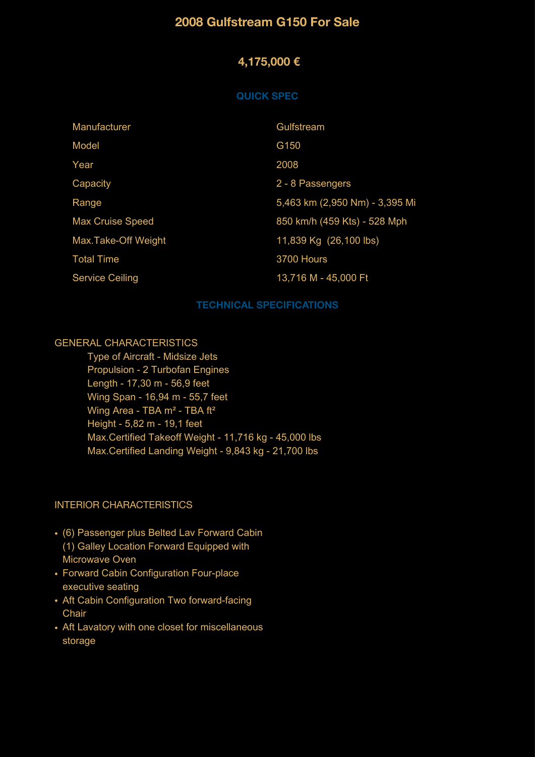# 2008 Gulfstream G150 For Sale

## 4,175,000 €

### QUICK SPEC

| | |
|---|---|
| Manufacturer | Gulfstream |
| Model | G150 |
| Year | 2008 |
| Capacity | 2 - 8 Passengers |
| Range | 5,463 km (2,950 Nm) - 3,395 Mi |
| Max Cruise Speed | 850 km/h (459 Kts) - 528 Mph |
| Max.Take-Off Weight | 11,839 Kg  (26,100 lbs) |
| Total Time | 3700 Hours |
| Service Ceiling | 13,716 M - 45,000 Ft |

### TECHNICAL SPECIFICATIONS

GENERAL CHARACTERISTICS

- Type of Aircraft - Midsize Jets
- Propulsion - 2 Turbofan Engines
- Length - 17,30 m - 56,9 feet
- Wing Span - 16,94 m - 55,7 feet
- Wing Area - TBA m² - TBA ft²
- Height - 5,82 m - 19,1 feet
- Max.Certified Takeoff Weight - 11,716 kg - 45,000 lbs
- Max.Certified Landing Weight - 9,843 kg - 21,700 lbs

INTERIOR CHARACTERISTICS

- (6) Passenger plus Belted Lav Forward Cabin (1) Galley Location Forward Equipped with Microwave Oven
- Forward Cabin Configuration Four-place executive seating
- Aft Cabin Configuration Two forward-facing Chair
- Aft Lavatory with one closet for miscellaneous storage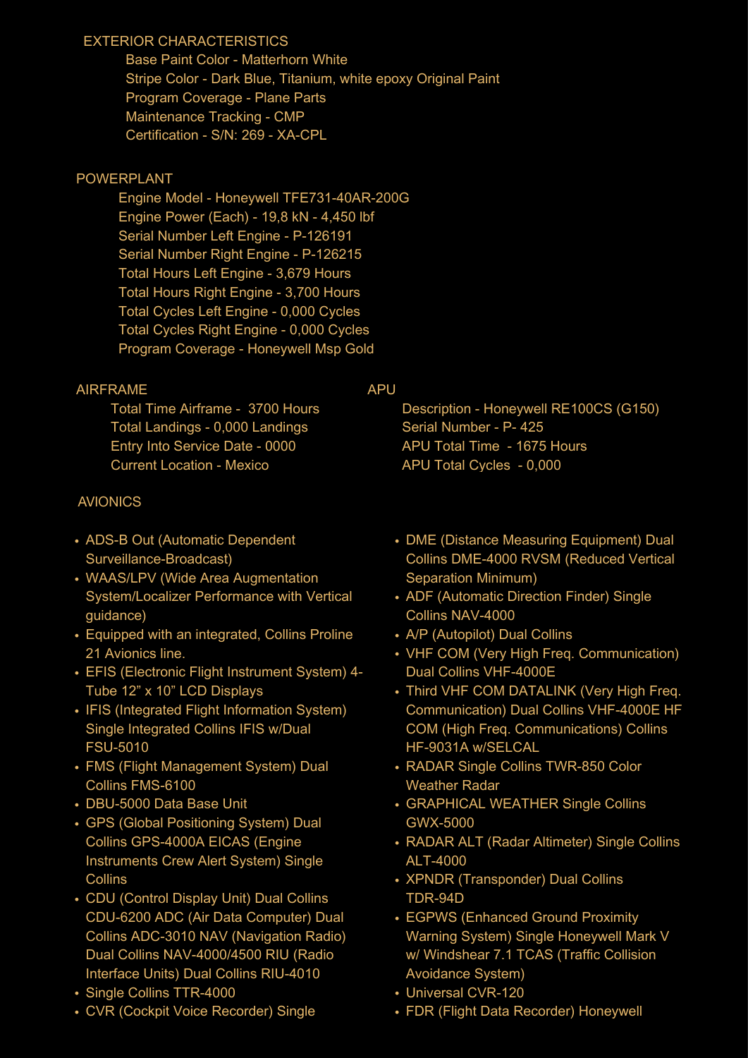## EXTERIOR CHARACTERISTICS

Base Paint Color - Matterhorn White
Stripe Color - Dark Blue, Titanium, white epoxy Original Paint
Program Coverage - Plane Parts
Maintenance Tracking - CMP
Certification - S/N: 269 - XA-CPL

## POWERPLANT

Engine Model - Honeywell TFE731-40AR-200G
Engine Power (Each) - 19,8 kN - 4,450 lbf
Serial Number Left Engine - P-126191
Serial Number Right Engine - P-126215
Total Hours Left Engine - 3,679 Hours
Total Hours Right Engine - 3,700 Hours
Total Cycles Left Engine - 0,000 Cycles
Total Cycles Right Engine - 0,000 Cycles
Program Coverage - Honeywell Msp Gold

## AIRFRAME

Total Time Airframe - 3700 Hours
Total Landings - 0,000 Landings
Entry Into Service Date - 0000
Current Location - Mexico

## APU

Description - Honeywell RE100CS (G150)
Serial Number - P- 425
APU Total Time - 1675 Hours
APU Total Cycles - 0,000

## AVIONICS

- ADS-B Out (Automatic Dependent Surveillance-Broadcast)
- WAAS/LPV (Wide Area Augmentation System/Localizer Performance with Vertical guidance)
- Equipped with an integrated, Collins Proline 21 Avionics line.
- EFIS (Electronic Flight Instrument System) 4-Tube 12" x 10" LCD Displays
- IFIS (Integrated Flight Information System) Single Integrated Collins IFIS w/Dual FSU-5010
- FMS (Flight Management System) Dual Collins FMS-6100
- DBU-5000 Data Base Unit
- GPS (Global Positioning System) Dual Collins GPS-4000A EICAS (Engine Instruments Crew Alert System) Single Collins
- CDU (Control Display Unit) Dual Collins CDU-6200 ADC (Air Data Computer) Dual Collins ADC-3010 NAV (Navigation Radio) Dual Collins NAV-4000/4500 RIU (Radio Interface Units) Dual Collins RIU-4010
- Single Collins TTR-4000
- CVR (Cockpit Voice Recorder) Single
- DME (Distance Measuring Equipment) Dual Collins DME-4000 RVSM (Reduced Vertical Separation Minimum)
- ADF (Automatic Direction Finder) Single Collins NAV-4000
- A/P (Autopilot) Dual Collins
- VHF COM (Very High Freq. Communication) Dual Collins VHF-4000E
- Third VHF COM DATALINK (Very High Freq. Communication) Dual Collins VHF-4000E HF COM (High Freq. Communications) Collins HF-9031A w/SELCAL
- RADAR Single Collins TWR-850 Color Weather Radar
- GRAPHICAL WEATHER Single Collins GWX-5000
- RADAR ALT (Radar Altimeter) Single Collins ALT-4000
- XPNDR (Transponder) Dual Collins TDR-94D
- EGPWS (Enhanced Ground Proximity Warning System) Single Honeywell Mark V w/ Windshear 7.1 TCAS (Traffic Collision Avoidance System)
- Universal CVR-120
- FDR (Flight Data Recorder) Honeywell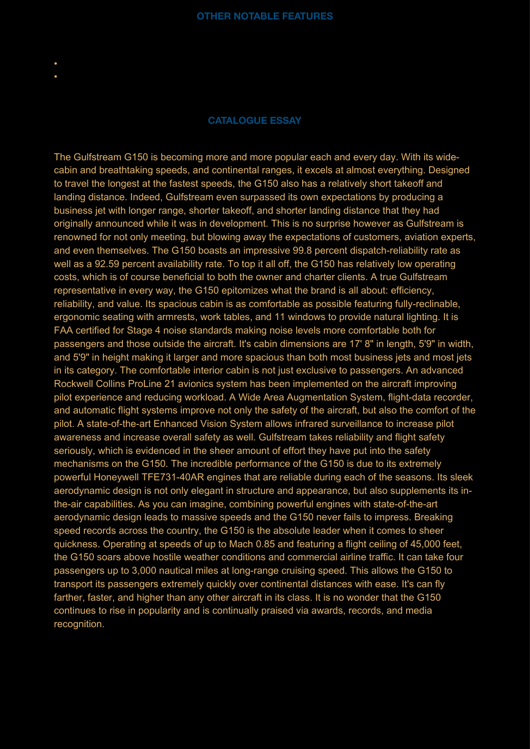## OTHER NOTABLE FEATURES

- 
- 

## CATALOGUE ESSAY

The Gulfstream G150 is becoming more and more popular each and every day. With its wide-cabin and breathtaking speeds, and continental ranges, it excels at almost everything. Designed to travel the longest at the fastest speeds, the G150 also has a relatively short takeoff and landing distance. Indeed, Gulfstream even surpassed its own expectations by producing a business jet with longer range, shorter takeoff, and shorter landing distance that they had originally announced while it was in development. This is no surprise however as Gulfstream is renowned for not only meeting, but blowing away the expectations of customers, aviation experts, and even themselves. The G150 boasts an impressive 99.8 percent dispatch-reliability rate as well as a 92.59 percent availability rate. To top it all off, the G150 has relatively low operating costs, which is of course beneficial to both the owner and charter clients. A true Gulfstream representative in every way, the G150 epitomizes what the brand is all about: efficiency, reliability, and value. Its spacious cabin is as comfortable as possible featuring fully-reclinable, ergonomic seating with armrests, work tables, and 11 windows to provide natural lighting. It is FAA certified for Stage 4 noise standards making noise levels more comfortable both for passengers and those outside the aircraft. It's cabin dimensions are 17' 8" in length, 5'9" in width, and 5'9" in height making it larger and more spacious than both most business jets and most jets in its category. The comfortable interior cabin is not just exclusive to passengers. An advanced Rockwell Collins ProLine 21 avionics system has been implemented on the aircraft improving pilot experience and reducing workload. A Wide Area Augmentation System, flight-data recorder, and automatic flight systems improve not only the safety of the aircraft, but also the comfort of the pilot. A state-of-the-art Enhanced Vision System allows infrared surveillance to increase pilot awareness and increase overall safety as well. Gulfstream takes reliability and flight safety seriously, which is evidenced in the sheer amount of effort they have put into the safety mechanisms on the G150. The incredible performance of the G150 is due to its extremely powerful Honeywell TFE731-40AR engines that are reliable during each of the seasons. Its sleek aerodynamic design is not only elegant in structure and appearance, but also supplements its in-the-air capabilities. As you can imagine, combining powerful engines with state-of-the-art aerodynamic design leads to massive speeds and the G150 never fails to impress. Breaking speed records across the country, the G150 is the absolute leader when it comes to sheer quickness. Operating at speeds of up to Mach 0.85 and featuring a flight ceiling of 45,000 feet, the G150 soars above hostile weather conditions and commercial airline traffic. It can take four passengers up to 3,000 nautical miles at long-range cruising speed. This allows the G150 to transport its passengers extremely quickly over continental distances with ease. It's can fly farther, faster, and higher than any other aircraft in its class. It is no wonder that the G150 continues to rise in popularity and is continually praised via awards, records, and media recognition.